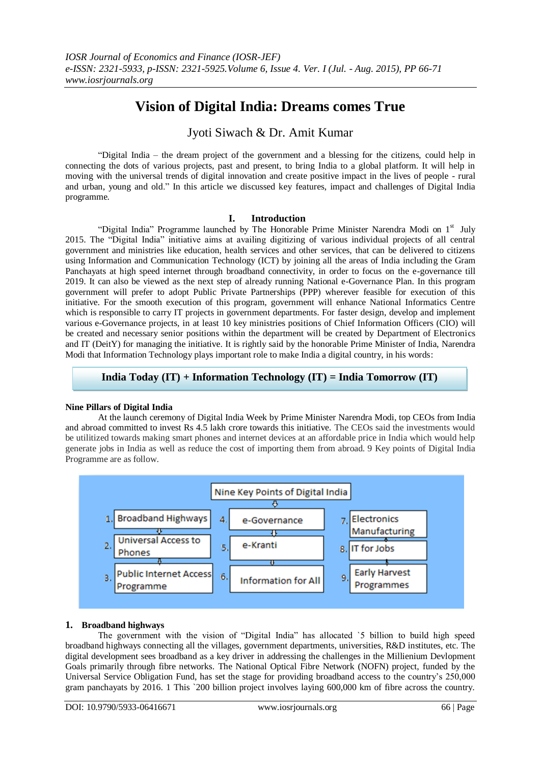# Vision of Digital India: Dreams comes True

## Jyoti Siwach & Dr. Amit Kumar

"Digital India – the dream project of the government and a blessing for the citizens, could help in connecting the dots of various projects, past and present, to bring India to a global platform. It will help in moving with the universal trends of digital innovation and create positive impact in the lives of people - rural and urban, young and old." In this article we discussed key features, impact and challenges of Digital India programme.

## I. Introduction

"Digital India" Programme launched by The Honorable Prime Minister Narendra Modi on 1st July 2015. The "Digital India" initiative aims at availing digitizing of various individual projects of all central government and ministries like education, health services and other services, that can be delivered to citizens using Information and Communication Technology (ICT) by joining all the areas of India including the Gram Panchayats at high speed internet through broadband connectivity, in order to focus on the e-governance till 2019. It can also be viewed as the next step of already running National e-Governance Plan. In this program government will prefer to adopt Public Private Partnerships (PPP) wherever feasible for execution of this initiative. For the smooth execution of this program, government will enhance National Informatics Centre which is responsible to carry IT projects in government departments. For faster design, develop and implement various e-Governance projects, in at least 10 key ministries positions of Chief Information Officers (CIO) will be created and necessary senior positions within the department will be created by Department of Electronics and IT (DeitY) for managing the initiative. It is rightly said by the honorable Prime Minister of India, Narendra Modi that Information Technology plays important role to make India a digital country, in his words:

**India Today (IT) + Information Technology (IT) = India Tomorrow (IT)**

### Nine Pillars of Digital India

At the launch ceremony of Digital India Week by Prime Minister Narendra Modi, top CEOs from India and abroad committed to invest Rs 4.5 lakh crore towards this initiative. The CEOs said the investments would be utilitized towards making smart phones and internet devices at an affordable price in India which would help generate jobs in India as well as reduce the cost of importing them from abroad. 9 Key points of Digital India Programme are as follow.

**Nine Key Points of Digital India**

1. Broadband Highways
2. Universal Access to Phones
3. Public Internet Access Programme
4. e-Governance
5. e-Kranti
6. Information for All
7. Electronics Manufacturing
8. IT for Jobs
9. Early Harvest Programmes

### 1. Broadband highways

The government with the vision of "Digital India" has allocated `5 billion to build high speed broadband highways connecting all the villages, government departments, universities, R&D institutes, etc. The digital development sees broadband as a key driver in addressing the challenges in the Millienium Devlopment Goals primarily through fibre networks. The National Optical Fibre Network (NOFN) project, funded by the Universal Service Obligation Fund, has set the stage for providing broadband access to the country's 250,000 gram panchayats by 2016. 1 This `200 billion project involves laying 600,000 km of fibre across the country.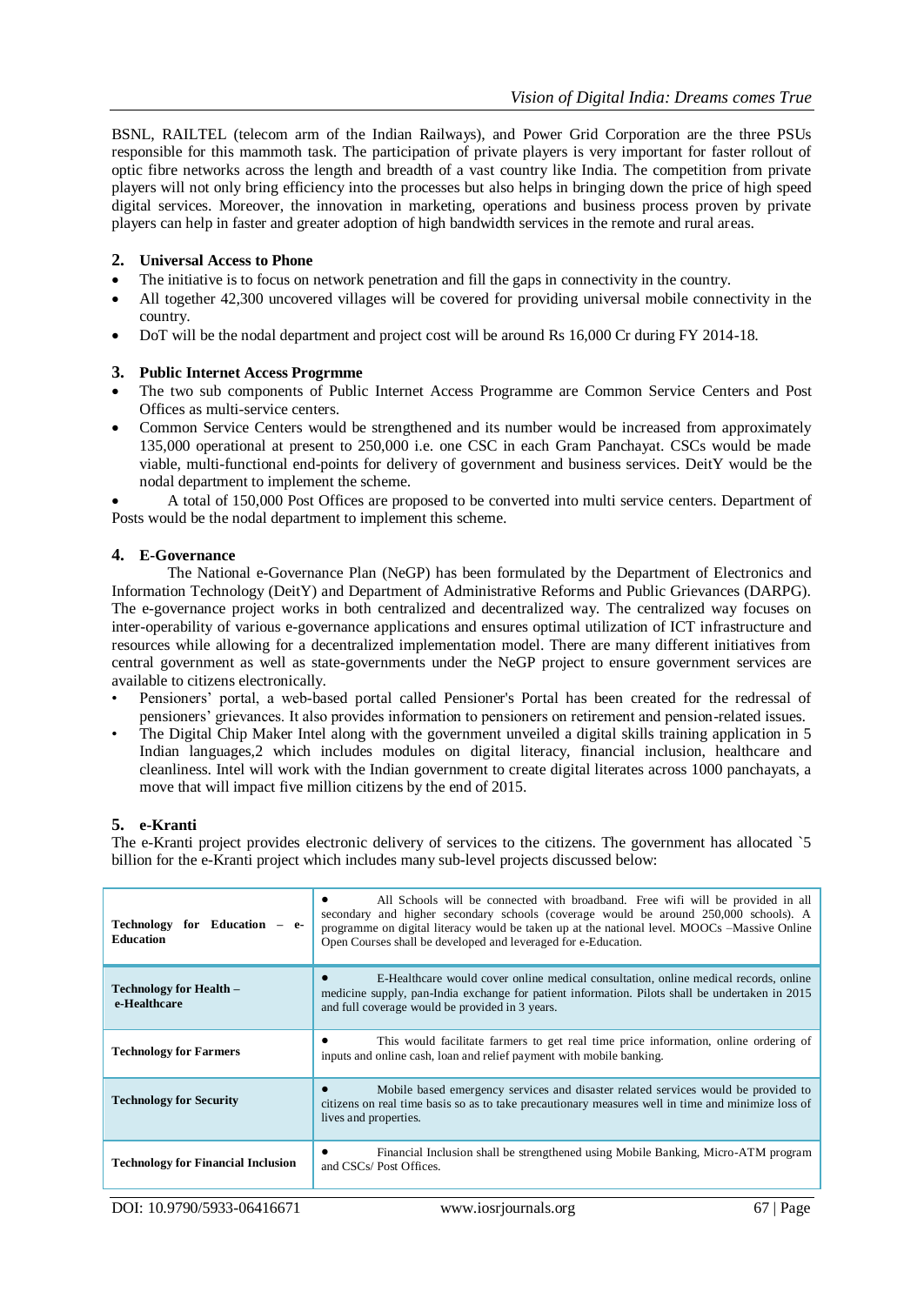BSNL, RAILTEL (telecom arm of the Indian Railways), and Power Grid Corporation are the three PSUs responsible for this mammoth task. The participation of private players is very important for faster rollout of optic fibre networks across the length and breadth of a vast country like India. The competition from private players will not only bring efficiency into the processes but also helps in bringing down the price of high speed digital services. Moreover, the innovation in marketing, operations and business process proven by private players can help in faster and greater adoption of high bandwidth services in the remote and rural areas.

## 2. Universal Access to Phone

- The initiative is to focus on network penetration and fill the gaps in connectivity in the country.
- All together 42,300 uncovered villages will be covered for providing universal mobile connectivity in the country.
- DoT will be the nodal department and project cost will be around Rs 16,000 Cr during FY 2014-18.

## 3. Public Internet Access Progrmme

- The two sub components of Public Internet Access Programme are Common Service Centers and Post Offices as multi-service centers.
- Common Service Centers would be strengthened and its number would be increased from approximately 135,000 operational at present to 250,000 i.e. one CSC in each Gram Panchayat. CSCs would be made viable, multi-functional end-points for delivery of government and business services. DeitY would be the nodal department to implement the scheme.
- A total of 150,000 Post Offices are proposed to be converted into multi service centers. Department of Posts would be the nodal department to implement this scheme.

## 4. E-Governance

The National e-Governance Plan (NeGP) has been formulated by the Department of Electronics and Information Technology (DeitY) and Department of Administrative Reforms and Public Grievances (DARPG). The e-governance project works in both centralized and decentralized way. The centralized way focuses on inter-operability of various e-governance applications and ensures optimal utilization of ICT infrastructure and resources while allowing for a decentralized implementation model. There are many different initiatives from central government as well as state-governments under the NeGP project to ensure government services are available to citizens electronically.

- Pensioners' portal, a web-based portal called Pensioner's Portal has been created for the redressal of pensioners' grievances. It also provides information to pensioners on retirement and pension-related issues.
- The Digital Chip Maker Intel along with the government unveiled a digital skills training application in 5 Indian languages,2 which includes modules on digital literacy, financial inclusion, healthcare and cleanliness. Intel will work with the Indian government to create digital literates across 1000 panchayats, a move that will impact five million citizens by the end of 2015.

## 5. e-Kranti

The e-Kranti project provides electronic delivery of services to the citizens. The government has allocated `5 billion for the e-Kranti project which includes many sub-level projects discussed below:

| | |
|---|---|
| **Technology for Education – e-Education** | • All Schools will be connected with broadband. Free wifi will be provided in all secondary and higher secondary schools (coverage would be around 250,000 schools). A programme on digital literacy would be taken up at the national level. MOOCs –Massive Online Open Courses shall be developed and leveraged for e-Education. |
| **Technology for Health – e-Healthcare** | • E-Healthcare would cover online medical consultation, online medical records, online medicine supply, pan-India exchange for patient information. Pilots shall be undertaken in 2015 and full coverage would be provided in 3 years. |
| **Technology for Farmers** | • This would facilitate farmers to get real time price information, online ordering of inputs and online cash, loan and relief payment with mobile banking. |
| **Technology for Security** | • Mobile based emergency services and disaster related services would be provided to citizens on real time basis so as to take precautionary measures well in time and minimize loss of lives and properties. |
| **Technology for Financial Inclusion** | • Financial Inclusion shall be strengthened using Mobile Banking, Micro-ATM program and CSCs/ Post Offices. |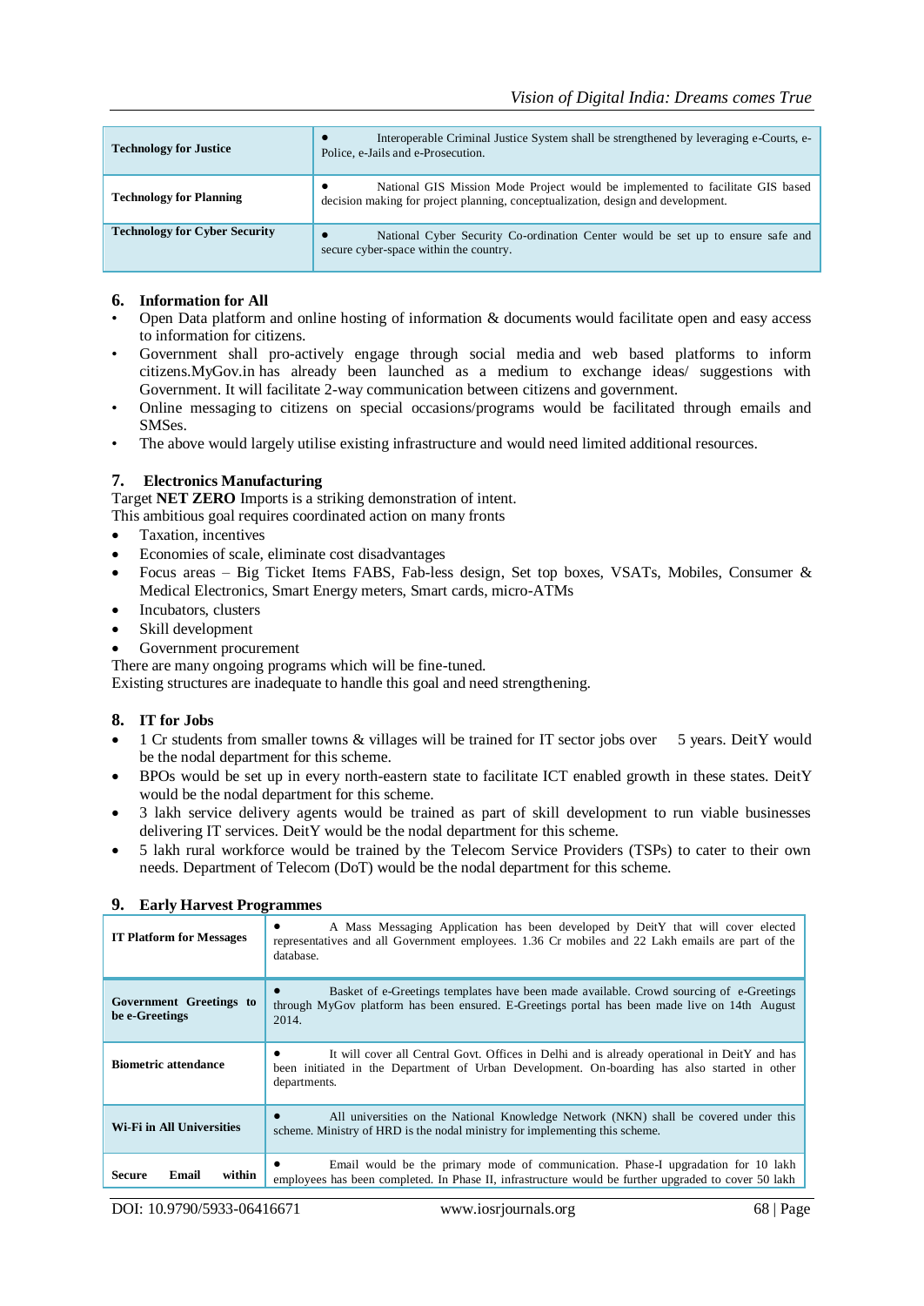| Technology for Justice | • Interoperable Criminal Justice System shall be strengthened by leveraging e-Courts, e-Police, e-Jails and e-Prosecution. |
|---|---|
| **Technology for Planning** | • National GIS Mission Mode Project would be implemented to facilitate GIS based decision making for project planning, conceptualization, design and development. |
| **Technology for Cyber Security** | • National Cyber Security Co-ordination Center would be set up to ensure safe and secure cyber-space within the country. |

### 6. Information for All

- Open Data platform and online hosting of information & documents would facilitate open and easy access to information for citizens.
- Government shall pro-actively engage through social media and web based platforms to inform citizens.MyGov.in has already been launched as a medium to exchange ideas/ suggestions with Government. It will facilitate 2-way communication between citizens and government.
- Online messaging to citizens on special occasions/programs would be facilitated through emails and SMSes.
- The above would largely utilise existing infrastructure and would need limited additional resources.

### 7. Electronics Manufacturing

Target **NET ZERO** Imports is a striking demonstration of intent.
This ambitious goal requires coordinated action on many fronts

- Taxation, incentives
- Economies of scale, eliminate cost disadvantages
- Focus areas – Big Ticket Items FABS, Fab-less design, Set top boxes, VSATs, Mobiles, Consumer & Medical Electronics, Smart Energy meters, Smart cards, micro-ATMs
- Incubators, clusters
- Skill development
- Government procurement

There are many ongoing programs which will be fine-tuned.
Existing structures are inadequate to handle this goal and need strengthening.

### 8. IT for Jobs

- 1 Cr students from smaller towns & villages will be trained for IT sector jobs over 5 years. DeitY would be the nodal department for this scheme.
- BPOs would be set up in every north-eastern state to facilitate ICT enabled growth in these states. DeitY would be the nodal department for this scheme.
- 3 lakh service delivery agents would be trained as part of skill development to run viable businesses delivering IT services. DeitY would be the nodal department for this scheme.
- 5 lakh rural workforce would be trained by the Telecom Service Providers (TSPs) to cater to their own needs. Department of Telecom (DoT) would be the nodal department for this scheme.

### 9. Early Harvest Programmes

| IT Platform for Messages | • A Mass Messaging Application has been developed by DeitY that will cover elected representatives and all Government employees. 1.36 Cr mobiles and 22 Lakh emails are part of the database. |
|---|---|
| **Government Greetings to be e-Greetings** | • Basket of e-Greetings templates have been made available. Crowd sourcing of e-Greetings through MyGov platform has been ensured. E-Greetings portal has been made live on 14th August 2014. |
| **Biometric attendance** | • It will cover all Central Govt. Offices in Delhi and is already operational in DeitY and has been initiated in the Department of Urban Development. On-boarding has also started in other departments. |
| **Wi-Fi in All Universities** | • All universities on the National Knowledge Network (NKN) shall be covered under this scheme. Ministry of HRD is the nodal ministry for implementing this scheme. |
| **Secure Email within** | • Email would be the primary mode of communication. Phase-I upgradation for 10 lakh employees has been completed. In Phase II, infrastructure would be further upgraded to cover 50 lakh |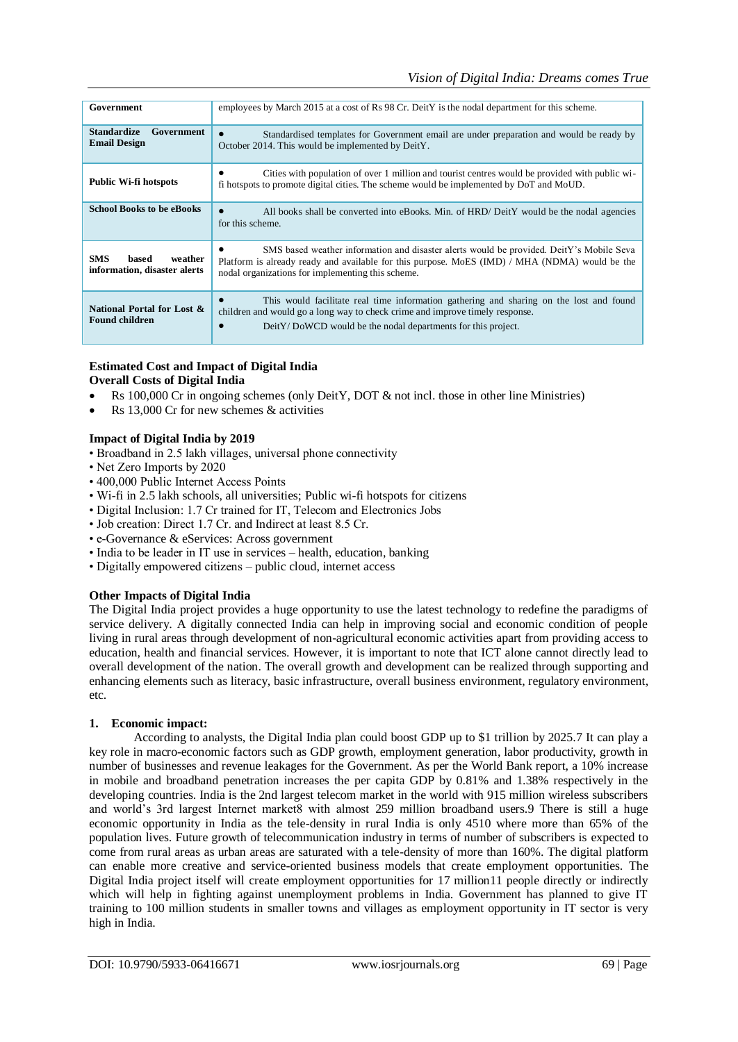| Government | employees by March 2015 at a cost of Rs 98 Cr. DeitY is the nodal department for this scheme. |
| --- | --- |
| **Standardize Government Email Design** | • Standardised templates for Government email are under preparation and would be ready by October 2014. This would be implemented by DeitY. |
| **Public Wi-fi hotspots** | • Cities with population of over 1 million and tourist centres would be provided with public wi-fi hotspots to promote digital cities. The scheme would be implemented by DoT and MoUD. |
| **School Books to be eBooks** | • All books shall be converted into eBooks. Min. of HRD/ DeitY would be the nodal agencies for this scheme. |
| **SMS based weather information, disaster alerts** | • SMS based weather information and disaster alerts would be provided. DeitY's Mobile Seva Platform is already ready and available for this purpose. MoES (IMD) / MHA (NDMA) would be the nodal organizations for implementing this scheme. |
| **National Portal for Lost & Found children** | • This would facilitate real time information gathering and sharing on the lost and found children and would go a long way to check crime and improve timely response. • DeitY/ DoWCD would be the nodal departments for this project. |

**Estimated Cost and Impact of Digital India**
**Overall Costs of Digital India**

- Rs 100,000 Cr in ongoing schemes (only DeitY, DOT & not incl. those in other line Ministries)
- Rs 13,000 Cr for new schemes & activities

**Impact of Digital India by 2019**

- Broadband in 2.5 lakh villages, universal phone connectivity
- Net Zero Imports by 2020
- 400,000 Public Internet Access Points
- Wi-fi in 2.5 lakh schools, all universities; Public wi-fi hotspots for citizens
- Digital Inclusion: 1.7 Cr trained for IT, Telecom and Electronics Jobs
- Job creation: Direct 1.7 Cr. and Indirect at least 8.5 Cr.
- e-Governance & eServices: Across government
- India to be leader in IT use in services – health, education, banking
- Digitally empowered citizens – public cloud, internet access

**Other Impacts of Digital India**

The Digital India project provides a huge opportunity to use the latest technology to redefine the paradigms of service delivery. A digitally connected India can help in improving social and economic condition of people living in rural areas through development of non-agricultural economic activities apart from providing access to education, health and financial services. However, it is important to note that ICT alone cannot directly lead to overall development of the nation. The overall growth and development can be realized through supporting and enhancing elements such as literacy, basic infrastructure, overall business environment, regulatory environment, etc.

**1. Economic impact:**

According to analysts, the Digital India plan could boost GDP up to $1 trillion by 2025.7 It can play a key role in macro-economic factors such as GDP growth, employment generation, labor productivity, growth in number of businesses and revenue leakages for the Government. As per the World Bank report, a 10% increase in mobile and broadband penetration increases the per capita GDP by 0.81% and 1.38% respectively in the developing countries. India is the 2nd largest telecom market in the world with 915 million wireless subscribers and world's 3rd largest Internet market8 with almost 259 million broadband users.9 There is still a huge economic opportunity in India as the tele-density in rural India is only 4510 where more than 65% of the population lives. Future growth of telecommunication industry in terms of number of subscribers is expected to come from rural areas as urban areas are saturated with a tele-density of more than 160%. The digital platform can enable more creative and service-oriented business models that create employment opportunities. The Digital India project itself will create employment opportunities for 17 million11 people directly or indirectly which will help in fighting against unemployment problems in India. Government has planned to give IT training to 100 million students in smaller towns and villages as employment opportunity in IT sector is very high in India.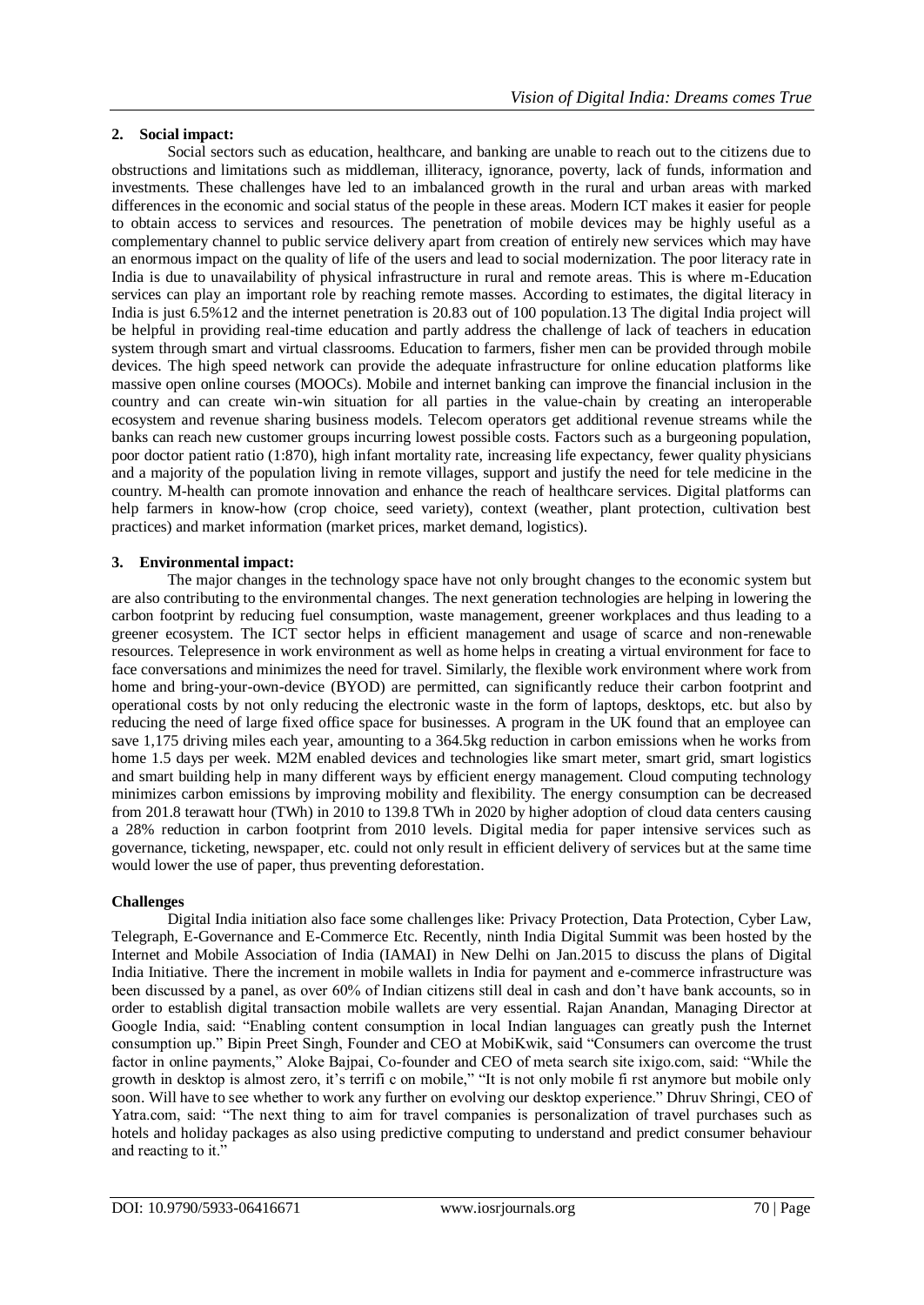**2. Social impact:**

Social sectors such as education, healthcare, and banking are unable to reach out to the citizens due to obstructions and limitations such as middleman, illiteracy, ignorance, poverty, lack of funds, information and investments. These challenges have led to an imbalanced growth in the rural and urban areas with marked differences in the economic and social status of the people in these areas. Modern ICT makes it easier for people to obtain access to services and resources. The penetration of mobile devices may be highly useful as a complementary channel to public service delivery apart from creation of entirely new services which may have an enormous impact on the quality of life of the users and lead to social modernization. The poor literacy rate in India is due to unavailability of physical infrastructure in rural and remote areas. This is where m-Education services can play an important role by reaching remote masses. According to estimates, the digital literacy in India is just 6.5%12 and the internet penetration is 20.83 out of 100 population.13 The digital India project will be helpful in providing real-time education and partly address the challenge of lack of teachers in education system through smart and virtual classrooms. Education to farmers, fisher men can be provided through mobile devices. The high speed network can provide the adequate infrastructure for online education platforms like massive open online courses (MOOCs). Mobile and internet banking can improve the financial inclusion in the country and can create win-win situation for all parties in the value-chain by creating an interoperable ecosystem and revenue sharing business models. Telecom operators get additional revenue streams while the banks can reach new customer groups incurring lowest possible costs. Factors such as a burgeoning population, poor doctor patient ratio (1:870), high infant mortality rate, increasing life expectancy, fewer quality physicians and a majority of the population living in remote villages, support and justify the need for tele medicine in the country. M-health can promote innovation and enhance the reach of healthcare services. Digital platforms can help farmers in know-how (crop choice, seed variety), context (weather, plant protection, cultivation best practices) and market information (market prices, market demand, logistics).

**3. Environmental impact:**

The major changes in the technology space have not only brought changes to the economic system but are also contributing to the environmental changes. The next generation technologies are helping in lowering the carbon footprint by reducing fuel consumption, waste management, greener workplaces and thus leading to a greener ecosystem. The ICT sector helps in efficient management and usage of scarce and non-renewable resources. Telepresence in work environment as well as home helps in creating a virtual environment for face to face conversations and minimizes the need for travel. Similarly, the flexible work environment where work from home and bring-your-own-device (BYOD) are permitted, can significantly reduce their carbon footprint and operational costs by not only reducing the electronic waste in the form of laptops, desktops, etc. but also by reducing the need of large fixed office space for businesses. A program in the UK found that an employee can save 1,175 driving miles each year, amounting to a 364.5kg reduction in carbon emissions when he works from home 1.5 days per week. M2M enabled devices and technologies like smart meter, smart grid, smart logistics and smart building help in many different ways by efficient energy management. Cloud computing technology minimizes carbon emissions by improving mobility and flexibility. The energy consumption can be decreased from 201.8 terawatt hour (TWh) in 2010 to 139.8 TWh in 2020 by higher adoption of cloud data centers causing a 28% reduction in carbon footprint from 2010 levels. Digital media for paper intensive services such as governance, ticketing, newspaper, etc. could not only result in efficient delivery of services but at the same time would lower the use of paper, thus preventing deforestation.

**Challenges**

Digital India initiation also face some challenges like: Privacy Protection, Data Protection, Cyber Law, Telegraph, E-Governance and E-Commerce Etc. Recently, ninth India Digital Summit was been hosted by the Internet and Mobile Association of India (IAMAI) in New Delhi on Jan.2015 to discuss the plans of Digital India Initiative. There the increment in mobile wallets in India for payment and e-commerce infrastructure was been discussed by a panel, as over 60% of Indian citizens still deal in cash and don't have bank accounts, so in order to establish digital transaction mobile wallets are very essential. Rajan Anandan, Managing Director at Google India, said: "Enabling content consumption in local Indian languages can greatly push the Internet consumption up." Bipin Preet Singh, Founder and CEO at MobiKwik, said "Consumers can overcome the trust factor in online payments," Aloke Bajpai, Co-founder and CEO of meta search site ixigo.com, said: "While the growth in desktop is almost zero, it's terrifi c on mobile," "It is not only mobile fi rst anymore but mobile only soon. Will have to see whether to work any further on evolving our desktop experience." Dhruv Shringi, CEO of Yatra.com, said: "The next thing to aim for travel companies is personalization of travel purchases such as hotels and holiday packages as also using predictive computing to understand and predict consumer behaviour and reacting to it."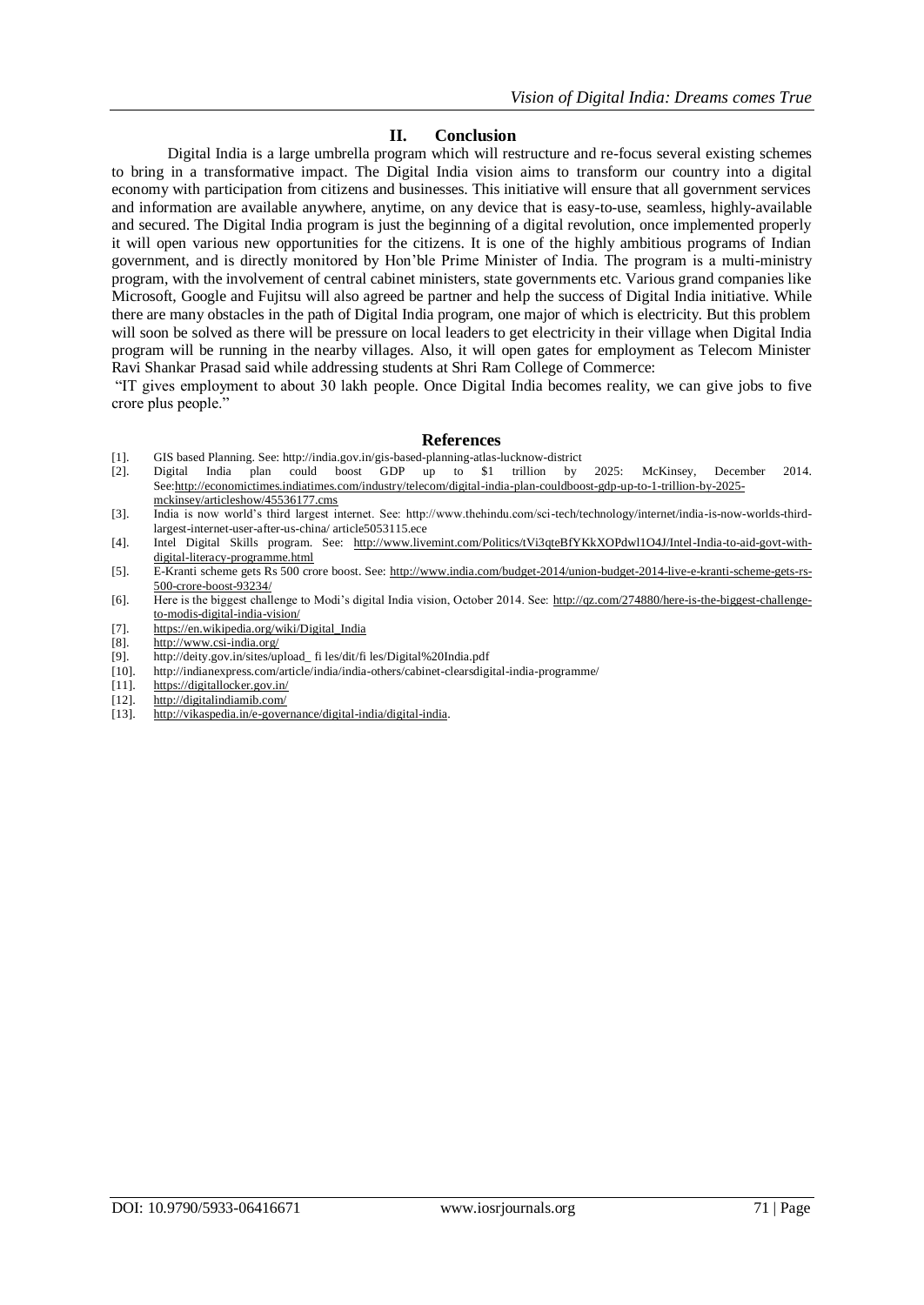## II. Conclusion

Digital India is a large umbrella program which will restructure and re-focus several existing schemes to bring in a transformative impact. The Digital India vision aims to transform our country into a digital economy with participation from citizens and businesses. This initiative will ensure that all government services and information are available anywhere, anytime, on any device that is easy-to-use, seamless, highly-available and secured. The Digital India program is just the beginning of a digital revolution, once implemented properly it will open various new opportunities for the citizens. It is one of the highly ambitious programs of Indian government, and is directly monitored by Hon'ble Prime Minister of India. The program is a multi-ministry program, with the involvement of central cabinet ministers, state governments etc. Various grand companies like Microsoft, Google and Fujitsu will also agreed be partner and help the success of Digital India initiative. While there are many obstacles in the path of Digital India program, one major of which is electricity. But this problem will soon be solved as there will be pressure on local leaders to get electricity in their village when Digital India program will be running in the nearby villages. Also, it will open gates for employment as Telecom Minister Ravi Shankar Prasad said while addressing students at Shri Ram College of Commerce:

"IT gives employment to about 30 lakh people. Once Digital India becomes reality, we can give jobs to five crore plus people."

## References

[1]. GIS based Planning. See: http://india.gov.in/gis-based-planning-atlas-lucknow-district

[2]. Digital India plan could boost GDP up to $1 trillion by 2025: McKinsey, December 2014. See:http://economictimes.indiatimes.com/industry/telecom/digital-india-plan-couldboost-gdp-up-to-1-trillion-by-2025-mckinsey/articleshow/45536177.cms

[3]. India is now world's third largest internet. See: http://www.thehindu.com/sci-tech/technology/internet/india-is-now-worlds-third-largest-internet-user-after-us-china/ article5053115.ece

[4]. Intel Digital Skills program. See: http://www.livemint.com/Politics/tVi3qteBfYKkXOPdwl1O4J/Intel-India-to-aid-govt-with-digital-literacy-programme.html

[5]. E-Kranti scheme gets Rs 500 crore boost. See: http://www.india.com/budget-2014/union-budget-2014-live-e-kranti-scheme-gets-rs-500-crore-boost-93234/

[6]. Here is the biggest challenge to Modi's digital India vision, October 2014. See: http://qz.com/274880/here-is-the-biggest-challenge-to-modis-digital-india-vision/

[7]. https://en.wikipedia.org/wiki/Digital_India

[8]. http://www.csi-india.org/

[9]. http://deity.gov.in/sites/upload_ fi les/dit/fi les/Digital%20India.pdf

[10]. http://indianexpress.com/article/india/india-others/cabinet-clearsdigital-india-programme/

[11]. https://digitallocker.gov.in/

[12]. http://digitalindiamib.com/

[13]. http://vikaspedia.in/e-governance/digital-india/digital-india.